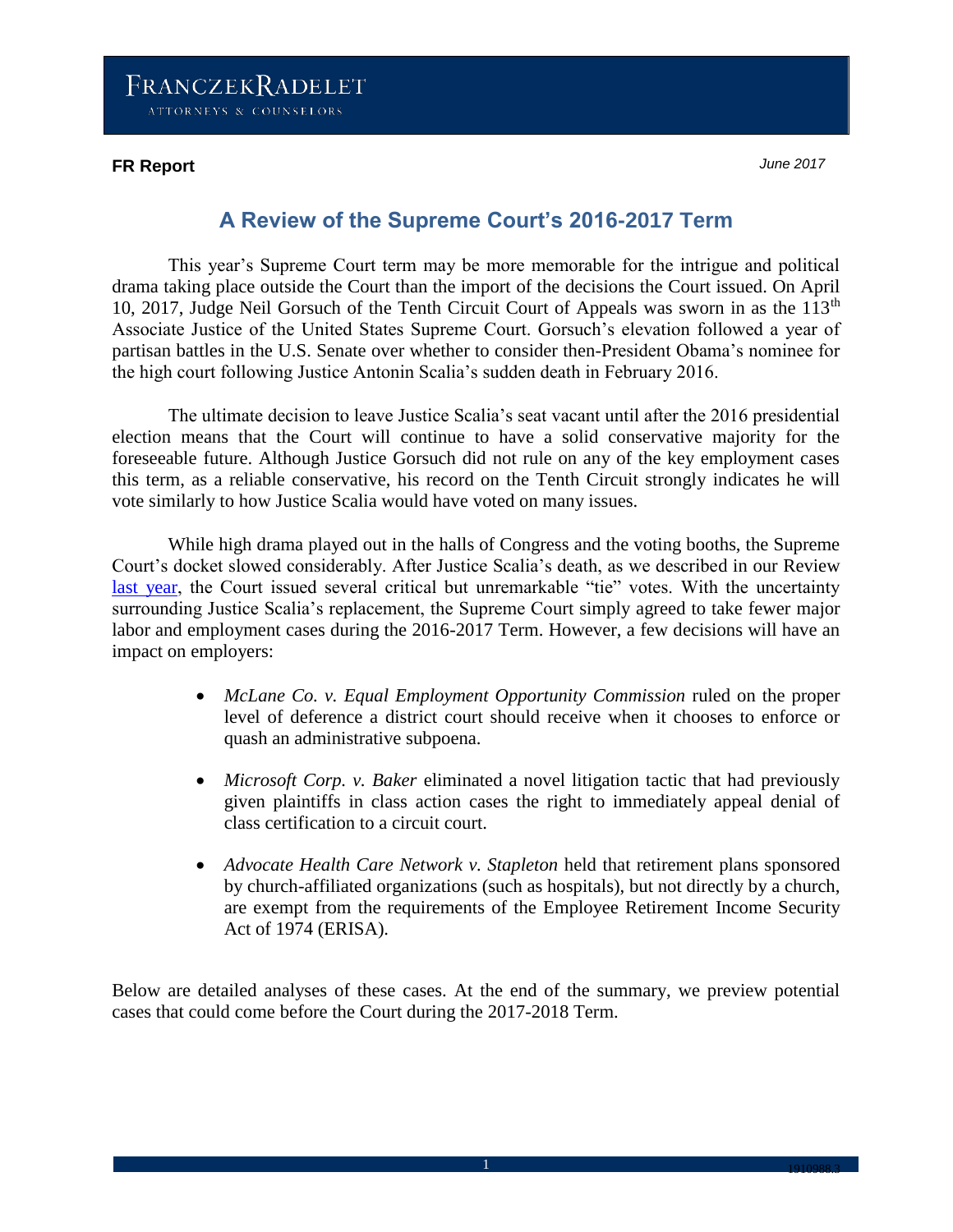FRANCZEKRADELET

ATTORNEYS & COUNSELORS

**FR Report**

*June 2017*

# A Review of the Supreme Court's 2016-2017 Term

This year's Supreme Court term may be more memorable for the intrigue and political drama taking place outside the Court than the import of the decisions the Court issued. On April 10, 2017, Judge Neil Gorsuch of the Tenth Circuit Court of Appeals was sworn in as the 113th Associate Justice of the United States Supreme Court. Gorsuch's elevation followed a year of partisan battles in the U.S. Senate over whether to consider then-President Obama's nominee for the high court following Justice Antonin Scalia's sudden death in February 2016.

The ultimate decision to leave Justice Scalia's seat vacant until after the 2016 presidential election means that the Court will continue to have a solid conservative majority for the foreseeable future. Although Justice Gorsuch did not rule on any of the key employment cases this term, as a reliable conservative, his record on the Tenth Circuit strongly indicates he will vote similarly to how Justice Scalia would have voted on many issues.

While high drama played out in the halls of Congress and the voting booths, the Supreme Court's docket slowed considerably. After Justice Scalia's death, as we described in our Review last year, the Court issued several critical but unremarkable "tie" votes. With the uncertainty surrounding Justice Scalia's replacement, the Supreme Court simply agreed to take fewer major labor and employment cases during the 2016-2017 Term. However, a few decisions will have an impact on employers:

- *McLane Co. v. Equal Employment Opportunity Commission* ruled on the proper level of deference a district court should receive when it chooses to enforce or quash an administrative subpoena.
- *Microsoft Corp. v. Baker* eliminated a novel litigation tactic that had previously given plaintiffs in class action cases the right to immediately appeal denial of class certification to a circuit court.
- *Advocate Health Care Network v. Stapleton* held that retirement plans sponsored by church-affiliated organizations (such as hospitals), but not directly by a church, are exempt from the requirements of the Employee Retirement Income Security Act of 1974 (ERISA).

Below are detailed analyses of these cases. At the end of the summary, we preview potential cases that could come before the Court during the 2017-2018 Term.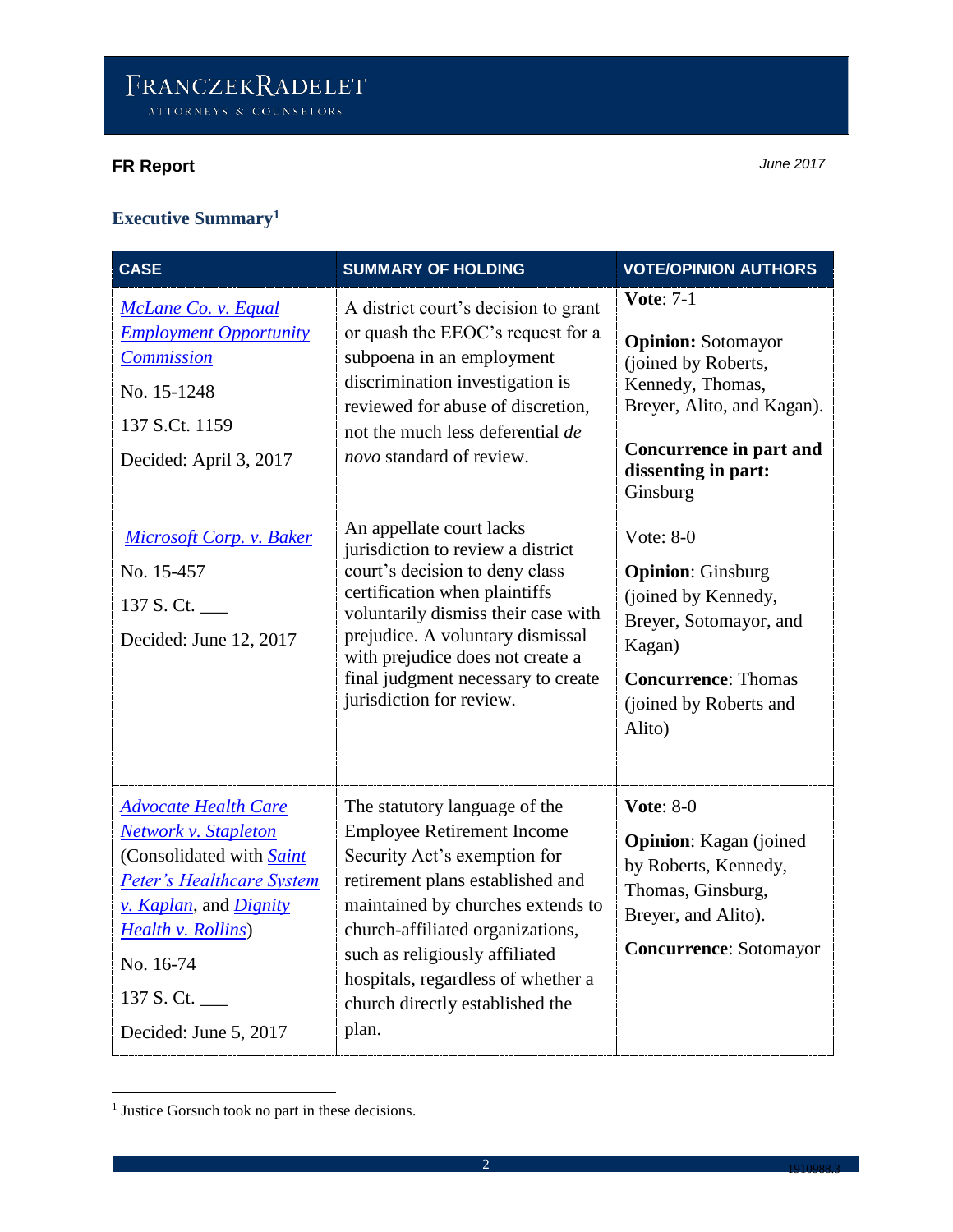**FR Report**

*June 2017*

## Executive Summary[1]

| CASE | SUMMARY OF HOLDING | VOTE/OPINION AUTHORS |
|---|---|---|
| *McLane Co. v. Equal Employment Opportunity Commission*<br><br>No. 15-1248<br><br>137 S.Ct. 1159<br><br>Decided: April 3, 2017 | A district court's decision to grant or quash the EEOC's request for a subpoena in an employment discrimination investigation is reviewed for abuse of discretion, not the much less deferential *de novo* standard of review. | **Vote**: 7-1<br><br>**Opinion:** Sotomayor (joined by Roberts, Kennedy, Thomas, Breyer, Alito, and Kagan).<br><br>**Concurrence in part and dissenting in part:** Ginsburg |
| *Microsoft Corp. v. Baker*<br><br>No. 15-457<br><br>137 S. Ct. ___<br><br>Decided: June 12, 2017 | An appellate court lacks jurisdiction to review a district court's decision to deny class certification when plaintiffs voluntarily dismiss their case with prejudice. A voluntary dismissal with prejudice does not create a final judgment necessary to create jurisdiction for review. | Vote: 8-0<br><br>**Opinion**: Ginsburg (joined by Kennedy, Breyer, Sotomayor, and Kagan)<br><br>**Concurrence**: Thomas (joined by Roberts and Alito) |
| *Advocate Health Care Network v. Stapleton* (Consolidated with *Saint Peter's Healthcare System v. Kaplan*, and *Dignity Health v. Rollins*)<br><br>No. 16-74<br><br>137 S. Ct. ___<br><br>Decided: June 5, 2017 | The statutory language of the Employee Retirement Income Security Act's exemption for retirement plans established and maintained by churches extends to church-affiliated organizations, such as religiously affiliated hospitals, regardless of whether a church directly established the plan. | **Vote**: 8-0<br><br>**Opinion**: Kagan (joined by Roberts, Kennedy, Thomas, Ginsburg, Breyer, and Alito).<br><br>**Concurrence**: Sotomayor |

[1] Justice Gorsuch took no part in these decisions.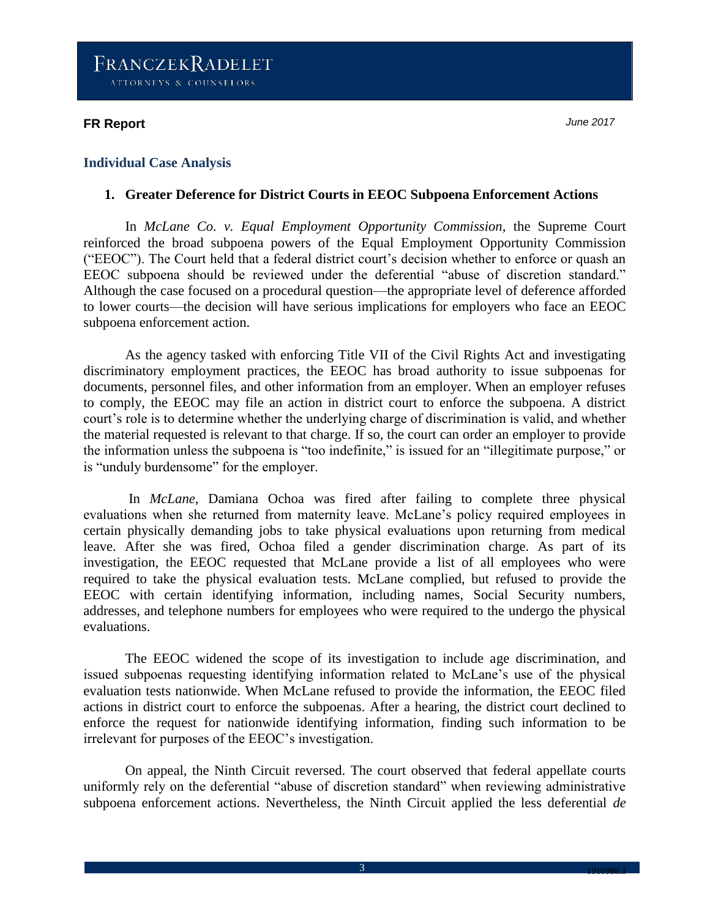## Individual Case Analysis

### 1. Greater Deference for District Courts in EEOC Subpoena Enforcement Actions

In *McLane Co. v. Equal Employment Opportunity Commission,* the Supreme Court reinforced the broad subpoena powers of the Equal Employment Opportunity Commission ("EEOC"). The Court held that a federal district court's decision whether to enforce or quash an EEOC subpoena should be reviewed under the deferential "abuse of discretion standard." Although the case focused on a procedural question—the appropriate level of deference afforded to lower courts—the decision will have serious implications for employers who face an EEOC subpoena enforcement action.

As the agency tasked with enforcing Title VII of the Civil Rights Act and investigating discriminatory employment practices, the EEOC has broad authority to issue subpoenas for documents, personnel files, and other information from an employer. When an employer refuses to comply, the EEOC may file an action in district court to enforce the subpoena. A district court's role is to determine whether the underlying charge of discrimination is valid, and whether the material requested is relevant to that charge. If so, the court can order an employer to provide the information unless the subpoena is "too indefinite," is issued for an "illegitimate purpose," or is "unduly burdensome" for the employer.

In *McLane*, Damiana Ochoa was fired after failing to complete three physical evaluations when she returned from maternity leave. McLane's policy required employees in certain physically demanding jobs to take physical evaluations upon returning from medical leave. After she was fired, Ochoa filed a gender discrimination charge. As part of its investigation, the EEOC requested that McLane provide a list of all employees who were required to take the physical evaluation tests. McLane complied, but refused to provide the EEOC with certain identifying information, including names, Social Security numbers, addresses, and telephone numbers for employees who were required to the undergo the physical evaluations.

The EEOC widened the scope of its investigation to include age discrimination, and issued subpoenas requesting identifying information related to McLane's use of the physical evaluation tests nationwide. When McLane refused to provide the information, the EEOC filed actions in district court to enforce the subpoenas. After a hearing, the district court declined to enforce the request for nationwide identifying information, finding such information to be irrelevant for purposes of the EEOC's investigation.

On appeal, the Ninth Circuit reversed. The court observed that federal appellate courts uniformly rely on the deferential "abuse of discretion standard" when reviewing administrative subpoena enforcement actions. Nevertheless, the Ninth Circuit applied the less deferential *de*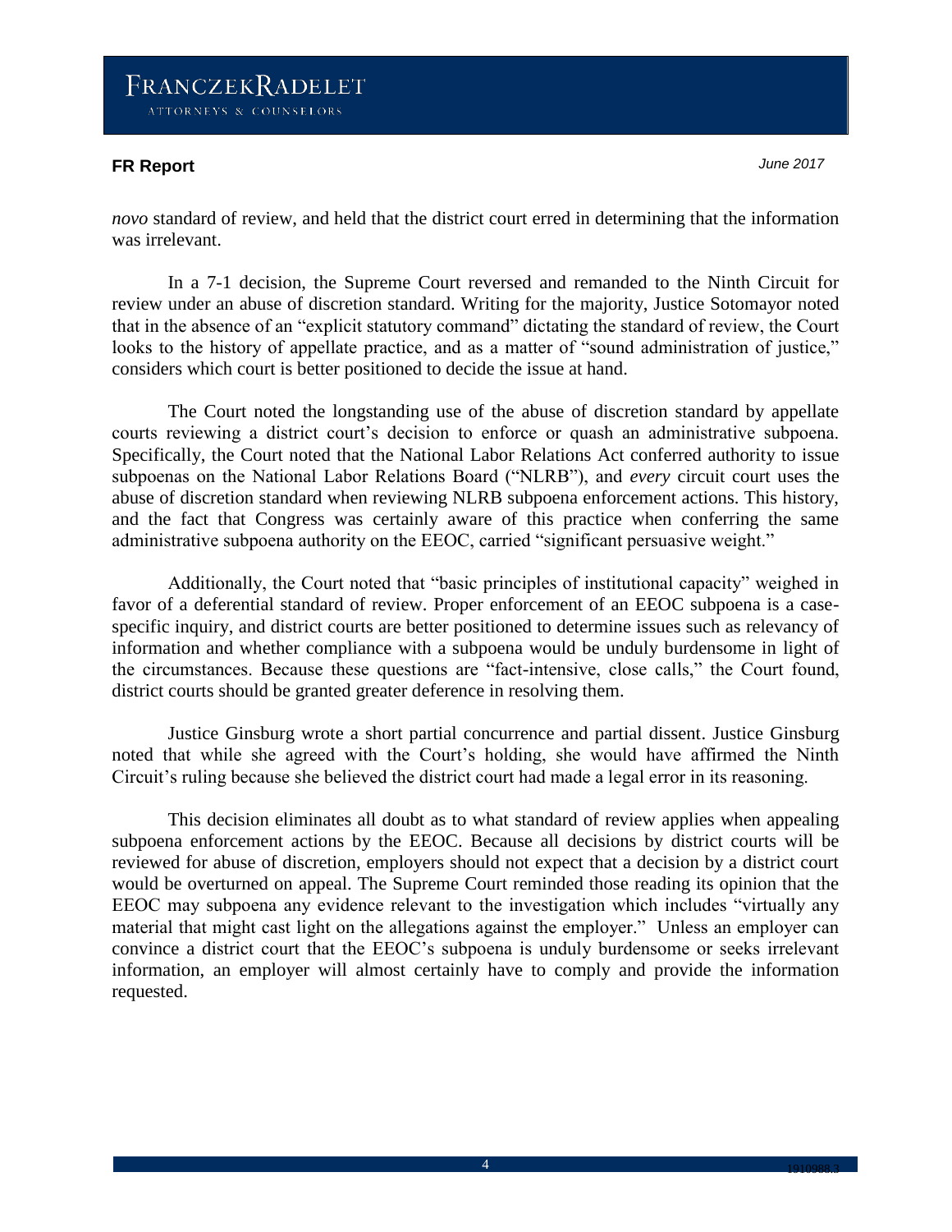*novo* standard of review, and held that the district court erred in determining that the information was irrelevant.

In a 7-1 decision, the Supreme Court reversed and remanded to the Ninth Circuit for review under an abuse of discretion standard. Writing for the majority, Justice Sotomayor noted that in the absence of an "explicit statutory command" dictating the standard of review, the Court looks to the history of appellate practice, and as a matter of "sound administration of justice," considers which court is better positioned to decide the issue at hand.

The Court noted the longstanding use of the abuse of discretion standard by appellate courts reviewing a district court's decision to enforce or quash an administrative subpoena. Specifically, the Court noted that the National Labor Relations Act conferred authority to issue subpoenas on the National Labor Relations Board ("NLRB"), and *every* circuit court uses the abuse of discretion standard when reviewing NLRB subpoena enforcement actions. This history, and the fact that Congress was certainly aware of this practice when conferring the same administrative subpoena authority on the EEOC, carried "significant persuasive weight."

Additionally, the Court noted that "basic principles of institutional capacity" weighed in favor of a deferential standard of review. Proper enforcement of an EEOC subpoena is a case-specific inquiry, and district courts are better positioned to determine issues such as relevancy of information and whether compliance with a subpoena would be unduly burdensome in light of the circumstances. Because these questions are "fact-intensive, close calls," the Court found, district courts should be granted greater deference in resolving them.

Justice Ginsburg wrote a short partial concurrence and partial dissent. Justice Ginsburg noted that while she agreed with the Court's holding, she would have affirmed the Ninth Circuit's ruling because she believed the district court had made a legal error in its reasoning.

This decision eliminates all doubt as to what standard of review applies when appealing subpoena enforcement actions by the EEOC. Because all decisions by district courts will be reviewed for abuse of discretion, employers should not expect that a decision by a district court would be overturned on appeal. The Supreme Court reminded those reading its opinion that the EEOC may subpoena any evidence relevant to the investigation which includes "virtually any material that might cast light on the allegations against the employer." Unless an employer can convince a district court that the EEOC's subpoena is unduly burdensome or seeks irrelevant information, an employer will almost certainly have to comply and provide the information requested.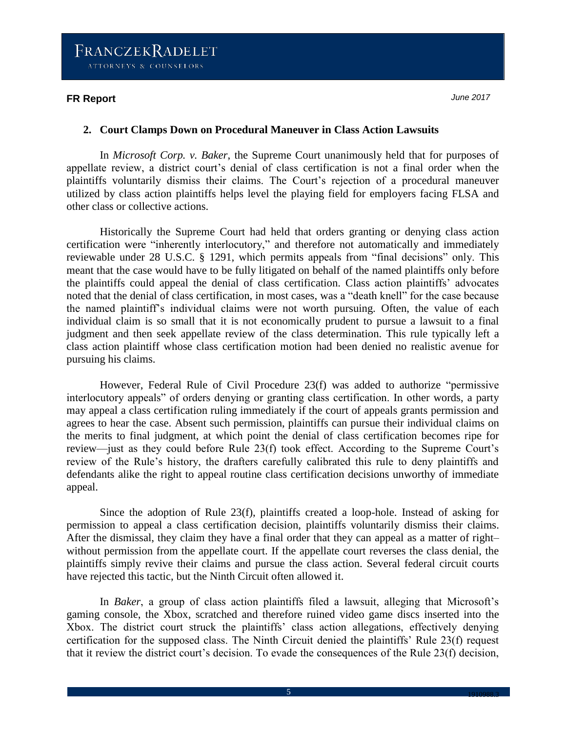## 2. Court Clamps Down on Procedural Maneuver in Class Action Lawsuits

In *Microsoft Corp. v. Baker*, the Supreme Court unanimously held that for purposes of appellate review, a district court's denial of class certification is not a final order when the plaintiffs voluntarily dismiss their claims. The Court's rejection of a procedural maneuver utilized by class action plaintiffs helps level the playing field for employers facing FLSA and other class or collective actions.

Historically the Supreme Court had held that orders granting or denying class action certification were "inherently interlocutory," and therefore not automatically and immediately reviewable under 28 U.S.C. § 1291, which permits appeals from "final decisions" only. This meant that the case would have to be fully litigated on behalf of the named plaintiffs only before the plaintiffs could appeal the denial of class certification. Class action plaintiffs' advocates noted that the denial of class certification, in most cases, was a "death knell" for the case because the named plaintiff's individual claims were not worth pursuing. Often, the value of each individual claim is so small that it is not economically prudent to pursue a lawsuit to a final judgment and then seek appellate review of the class determination. This rule typically left a class action plaintiff whose class certification motion had been denied no realistic avenue for pursuing his claims.

However, Federal Rule of Civil Procedure 23(f) was added to authorize "permissive interlocutory appeals" of orders denying or granting class certification. In other words, a party may appeal a class certification ruling immediately if the court of appeals grants permission and agrees to hear the case. Absent such permission, plaintiffs can pursue their individual claims on the merits to final judgment, at which point the denial of class certification becomes ripe for review—just as they could before Rule 23(f) took effect. According to the Supreme Court's review of the Rule's history, the drafters carefully calibrated this rule to deny plaintiffs and defendants alike the right to appeal routine class certification decisions unworthy of immediate appeal.

Since the adoption of Rule 23(f), plaintiffs created a loop-hole. Instead of asking for permission to appeal a class certification decision, plaintiffs voluntarily dismiss their claims. After the dismissal, they claim they have a final order that they can appeal as a matter of right– without permission from the appellate court. If the appellate court reverses the class denial, the plaintiffs simply revive their claims and pursue the class action. Several federal circuit courts have rejected this tactic, but the Ninth Circuit often allowed it.

In *Baker*, a group of class action plaintiffs filed a lawsuit, alleging that Microsoft's gaming console, the Xbox, scratched and therefore ruined video game discs inserted into the Xbox. The district court struck the plaintiffs' class action allegations, effectively denying certification for the supposed class. The Ninth Circuit denied the plaintiffs' Rule 23(f) request that it review the district court's decision. To evade the consequences of the Rule 23(f) decision,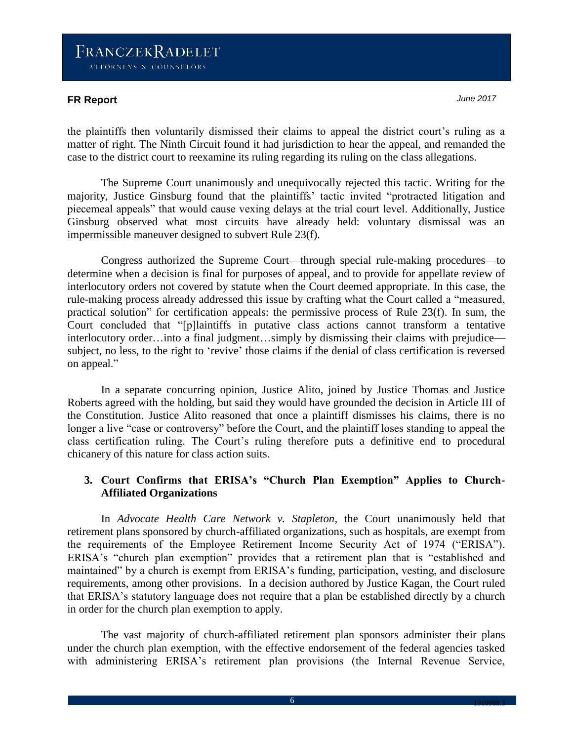the plaintiffs then voluntarily dismissed their claims to appeal the district court's ruling as a matter of right. The Ninth Circuit found it had jurisdiction to hear the appeal, and remanded the case to the district court to reexamine its ruling regarding its ruling on the class allegations.

The Supreme Court unanimously and unequivocally rejected this tactic. Writing for the majority, Justice Ginsburg found that the plaintiffs' tactic invited "protracted litigation and piecemeal appeals" that would cause vexing delays at the trial court level. Additionally, Justice Ginsburg observed what most circuits have already held: voluntary dismissal was an impermissible maneuver designed to subvert Rule 23(f).

Congress authorized the Supreme Court—through special rule-making procedures—to determine when a decision is final for purposes of appeal, and to provide for appellate review of interlocutory orders not covered by statute when the Court deemed appropriate. In this case, the rule-making process already addressed this issue by crafting what the Court called a "measured, practical solution" for certification appeals: the permissive process of Rule 23(f). In sum, the Court concluded that "[p]laintiffs in putative class actions cannot transform a tentative interlocutory order…into a final judgment…simply by dismissing their claims with prejudice—subject, no less, to the right to 'revive' those claims if the denial of class certification is reversed on appeal."

In a separate concurring opinion, Justice Alito, joined by Justice Thomas and Justice Roberts agreed with the holding, but said they would have grounded the decision in Article III of the Constitution. Justice Alito reasoned that once a plaintiff dismisses his claims, there is no longer a live "case or controversy" before the Court, and the plaintiff loses standing to appeal the class certification ruling. The Court's ruling therefore puts a definitive end to procedural chicanery of this nature for class action suits.

### 3. Court Confirms that ERISA's "Church Plan Exemption" Applies to Church-Affiliated Organizations

In *Advocate Health Care Network v. Stapleton*, the Court unanimously held that retirement plans sponsored by church-affiliated organizations, such as hospitals, are exempt from the requirements of the Employee Retirement Income Security Act of 1974 ("ERISA"). ERISA's "church plan exemption" provides that a retirement plan that is "established and maintained" by a church is exempt from ERISA's funding, participation, vesting, and disclosure requirements, among other provisions. In a decision authored by Justice Kagan, the Court ruled that ERISA's statutory language does not require that a plan be established directly by a church in order for the church plan exemption to apply.

The vast majority of church-affiliated retirement plan sponsors administer their plans under the church plan exemption, with the effective endorsement of the federal agencies tasked with administering ERISA's retirement plan provisions (the Internal Revenue Service,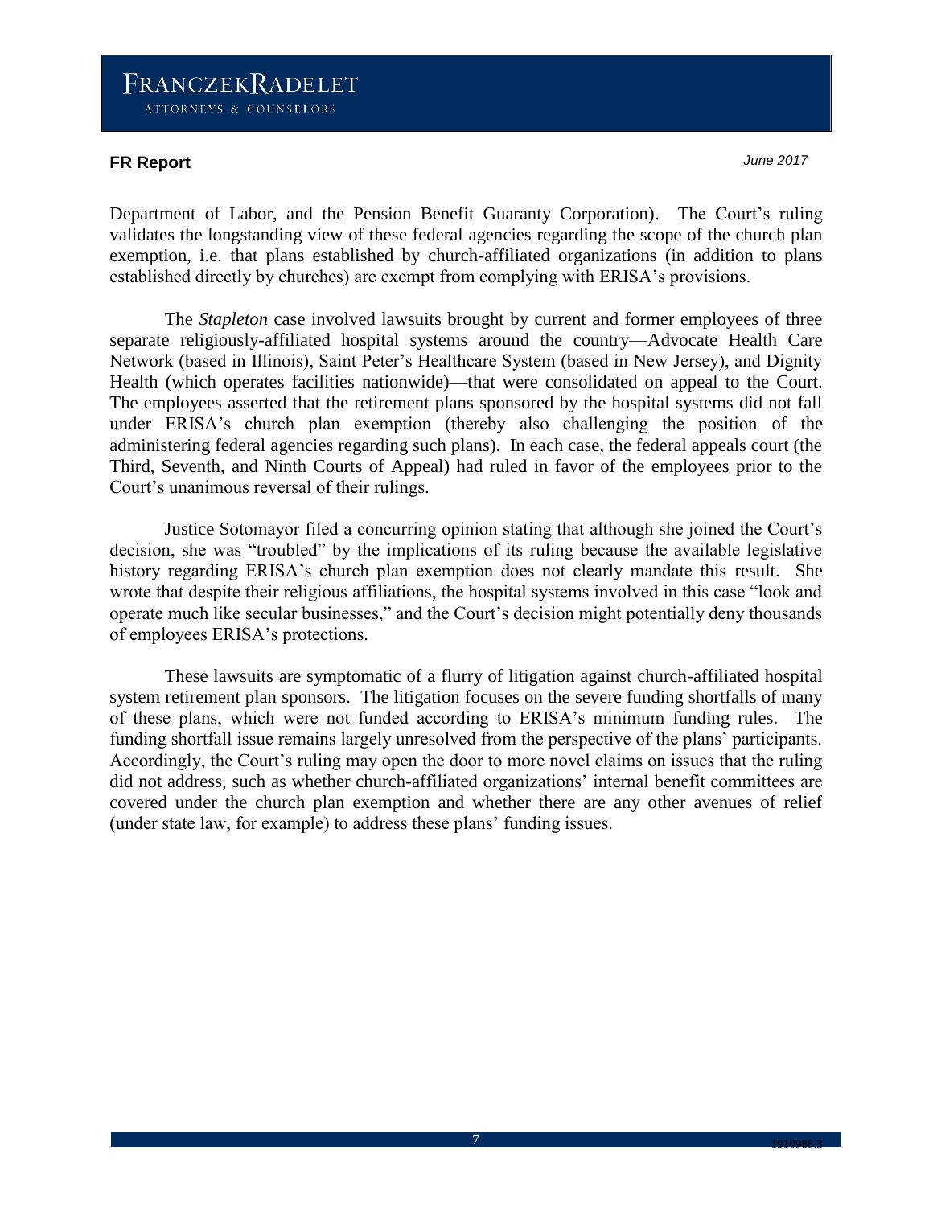Department of Labor, and the Pension Benefit Guaranty Corporation). The Court's ruling validates the longstanding view of these federal agencies regarding the scope of the church plan exemption, i.e. that plans established by church-affiliated organizations (in addition to plans established directly by churches) are exempt from complying with ERISA's provisions.

The *Stapleton* case involved lawsuits brought by current and former employees of three separate religiously-affiliated hospital systems around the country—Advocate Health Care Network (based in Illinois), Saint Peter's Healthcare System (based in New Jersey), and Dignity Health (which operates facilities nationwide)—that were consolidated on appeal to the Court. The employees asserted that the retirement plans sponsored by the hospital systems did not fall under ERISA's church plan exemption (thereby also challenging the position of the administering federal agencies regarding such plans). In each case, the federal appeals court (the Third, Seventh, and Ninth Courts of Appeal) had ruled in favor of the employees prior to the Court's unanimous reversal of their rulings.

Justice Sotomayor filed a concurring opinion stating that although she joined the Court's decision, she was "troubled" by the implications of its ruling because the available legislative history regarding ERISA's church plan exemption does not clearly mandate this result. She wrote that despite their religious affiliations, the hospital systems involved in this case "look and operate much like secular businesses," and the Court's decision might potentially deny thousands of employees ERISA's protections.

These lawsuits are symptomatic of a flurry of litigation against church-affiliated hospital system retirement plan sponsors. The litigation focuses on the severe funding shortfalls of many of these plans, which were not funded according to ERISA's minimum funding rules. The funding shortfall issue remains largely unresolved from the perspective of the plans' participants. Accordingly, the Court's ruling may open the door to more novel claims on issues that the ruling did not address, such as whether church-affiliated organizations' internal benefit committees are covered under the church plan exemption and whether there are any other avenues of relief (under state law, for example) to address these plans' funding issues.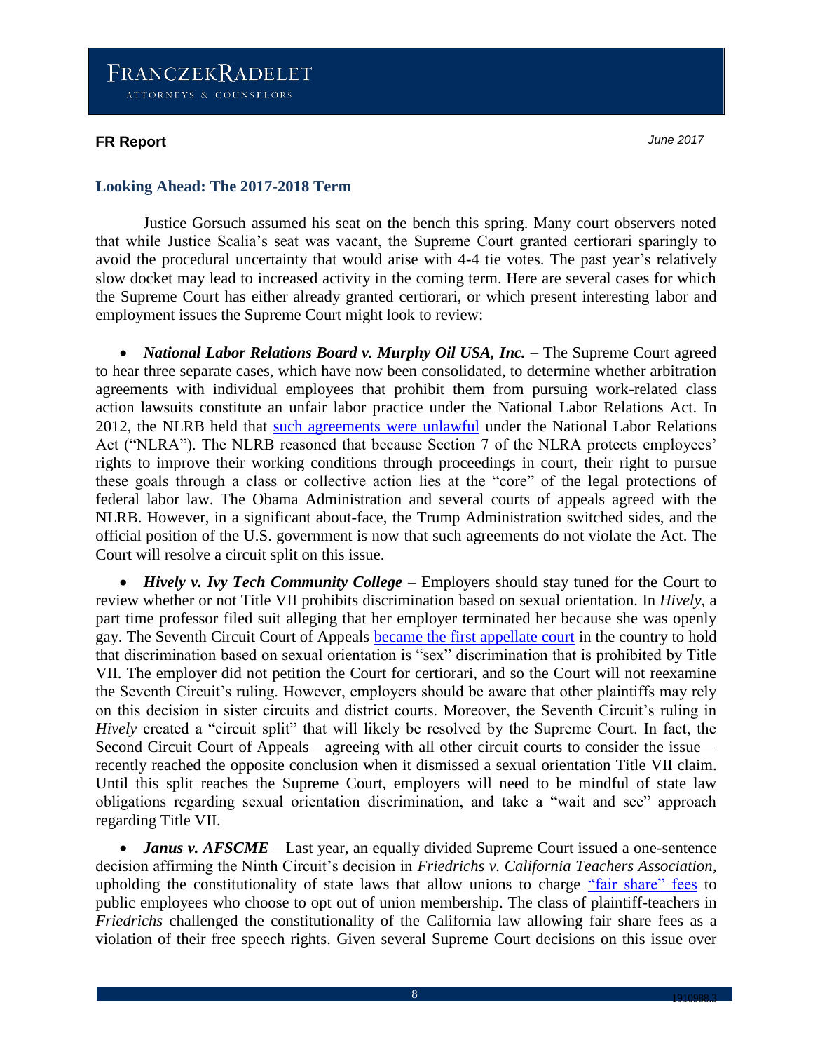## Looking Ahead: The 2017-2018 Term

Justice Gorsuch assumed his seat on the bench this spring. Many court observers noted that while Justice Scalia's seat was vacant, the Supreme Court granted certiorari sparingly to avoid the procedural uncertainty that would arise with 4-4 tie votes. The past year's relatively slow docket may lead to increased activity in the coming term. Here are several cases for which the Supreme Court has either already granted certiorari, or which present interesting labor and employment issues the Supreme Court might look to review:

- ***National Labor Relations Board v. Murphy Oil USA, Inc.*** – The Supreme Court agreed to hear three separate cases, which have now been consolidated, to determine whether arbitration agreements with individual employees that prohibit them from pursuing work-related class action lawsuits constitute an unfair labor practice under the National Labor Relations Act. In 2012, the NLRB held that such agreements were unlawful under the National Labor Relations Act ("NLRA"). The NLRB reasoned that because Section 7 of the NLRA protects employees' rights to improve their working conditions through proceedings in court, their right to pursue these goals through a class or collective action lies at the "core" of the legal protections of federal labor law. The Obama Administration and several courts of appeals agreed with the NLRB. However, in a significant about-face, the Trump Administration switched sides, and the official position of the U.S. government is now that such agreements do not violate the Act. The Court will resolve a circuit split on this issue.

- ***Hively v. Ivy Tech Community College*** – Employers should stay tuned for the Court to review whether or not Title VII prohibits discrimination based on sexual orientation. In *Hively*, a part time professor filed suit alleging that her employer terminated her because she was openly gay. The Seventh Circuit Court of Appeals became the first appellate court in the country to hold that discrimination based on sexual orientation is "sex" discrimination that is prohibited by Title VII. The employer did not petition the Court for certiorari, and so the Court will not reexamine the Seventh Circuit's ruling. However, employers should be aware that other plaintiffs may rely on this decision in sister circuits and district courts. Moreover, the Seventh Circuit's ruling in *Hively* created a "circuit split" that will likely be resolved by the Supreme Court. In fact, the Second Circuit Court of Appeals—agreeing with all other circuit courts to consider the issue—recently reached the opposite conclusion when it dismissed a sexual orientation Title VII claim. Until this split reaches the Supreme Court, employers will need to be mindful of state law obligations regarding sexual orientation discrimination, and take a "wait and see" approach regarding Title VII.

- ***Janus v. AFSCME*** – Last year, an equally divided Supreme Court issued a one-sentence decision affirming the Ninth Circuit's decision in *Friedrichs v. California Teachers Association*, upholding the constitutionality of state laws that allow unions to charge "fair share" fees to public employees who choose to opt out of union membership. The class of plaintiff-teachers in *Friedrichs* challenged the constitutionality of the California law allowing fair share fees as a violation of their free speech rights. Given several Supreme Court decisions on this issue over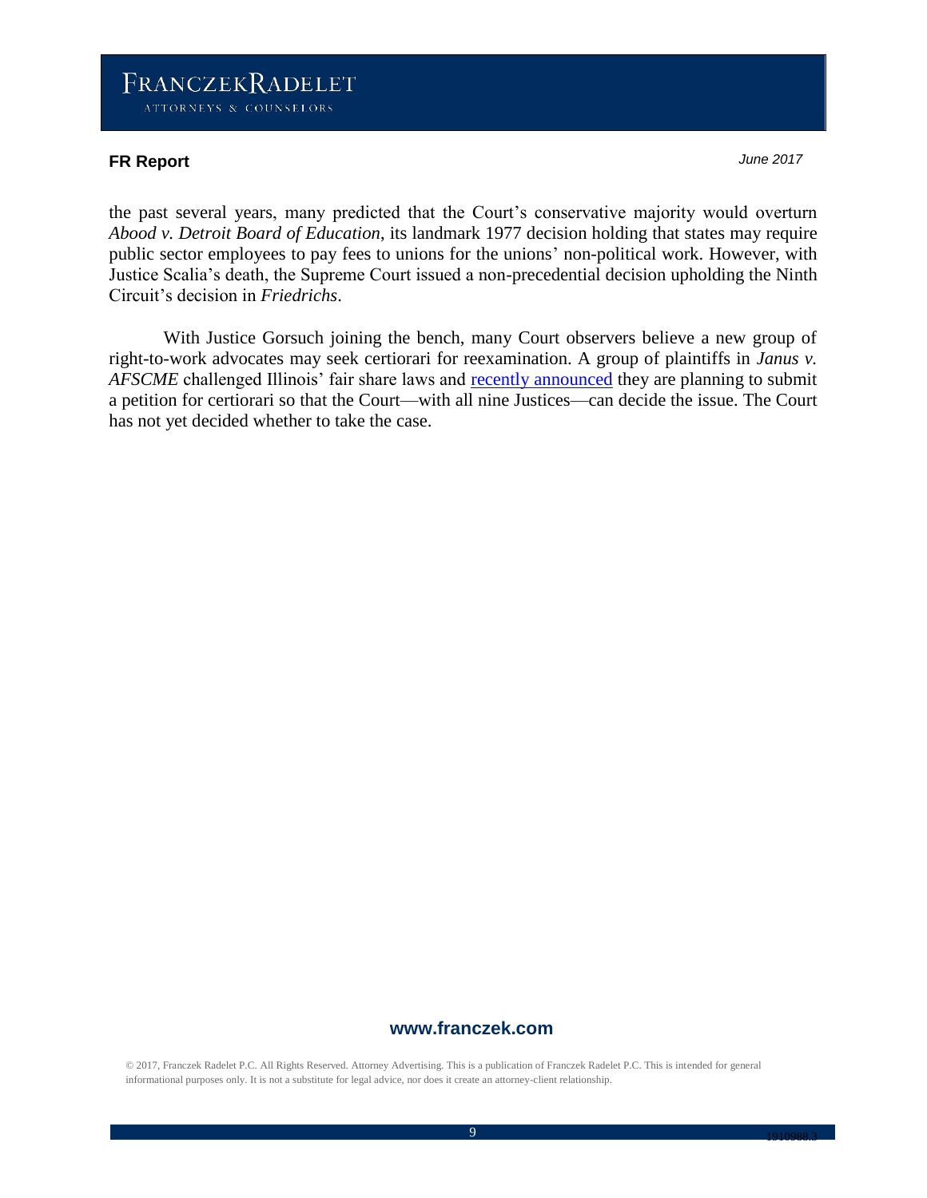the past several years, many predicted that the Court's conservative majority would overturn *Abood v. Detroit Board of Education*, its landmark 1977 decision holding that states may require public sector employees to pay fees to unions for the unions' non-political work. However, with Justice Scalia's death, the Supreme Court issued a non-precedential decision upholding the Ninth Circuit's decision in *Friedrichs*.

With Justice Gorsuch joining the bench, many Court observers believe a new group of right-to-work advocates may seek certiorari for reexamination. A group of plaintiffs in *Janus v. AFSCME* challenged Illinois' fair share laws and recently announced they are planning to submit a petition for certiorari so that the Court—with all nine Justices—can decide the issue. The Court has not yet decided whether to take the case.

**www.franczek.com**

© 2017, Franczek Radelet P.C. All Rights Reserved. Attorney Advertising. This is a publication of Franczek Radelet P.C. This is intended for general informational purposes only. It is not a substitute for legal advice, nor does it create an attorney-client relationship.